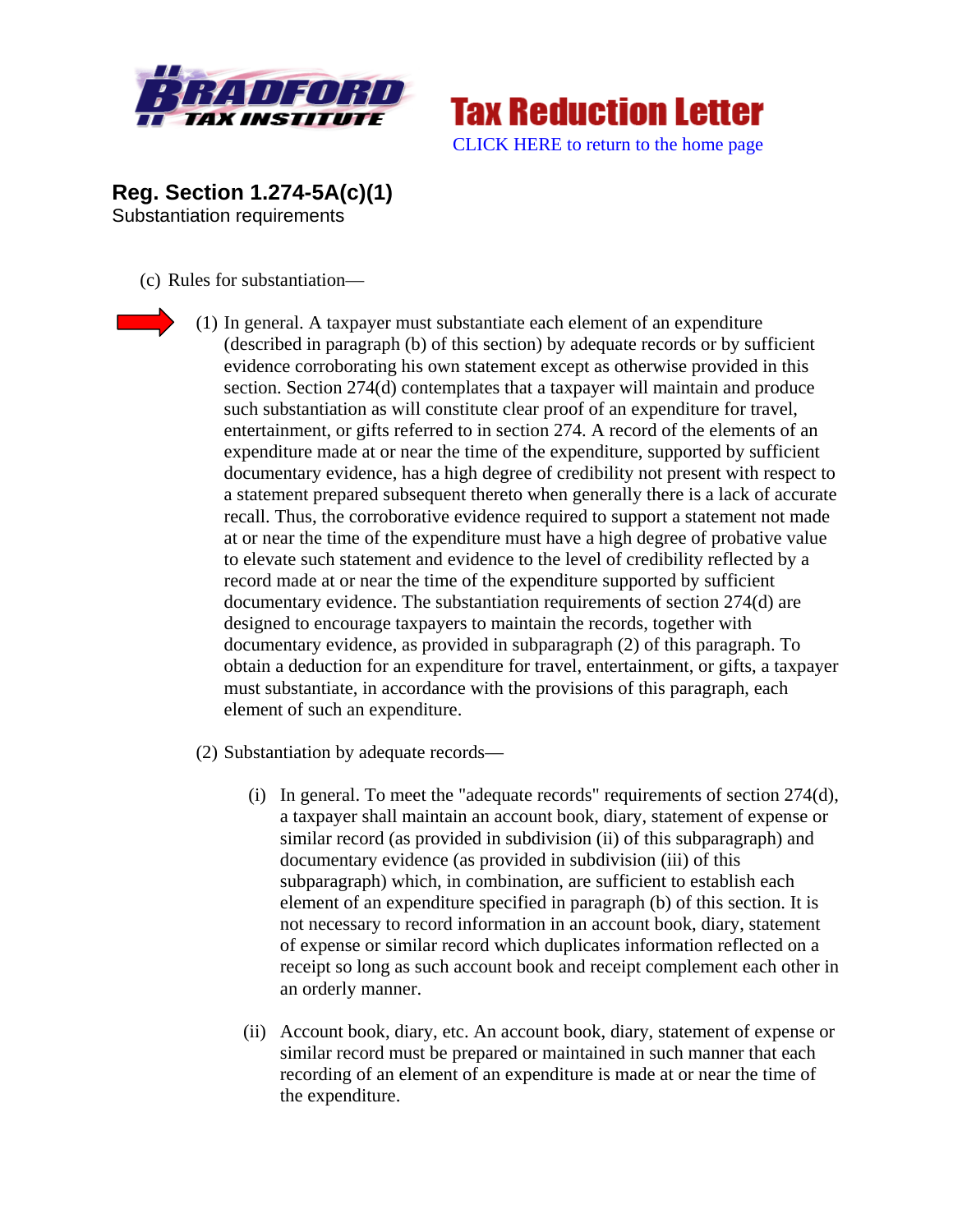Bradford Tax Institute

Tax Reduction Letter

CLICK HERE to return to the home page

## Reg. Section 1.274-5A(c)(1)

Substantiation requirements

(c) Rules for substantiation—

(1) In general. A taxpayer must substantiate each element of an expenditure (described in paragraph (b) of this section) by adequate records or by sufficient evidence corroborating his own statement except as otherwise provided in this section. Section 274(d) contemplates that a taxpayer will maintain and produce such substantiation as will constitute clear proof of an expenditure for travel, entertainment, or gifts referred to in section 274. A record of the elements of an expenditure made at or near the time of the expenditure, supported by sufficient documentary evidence, has a high degree of credibility not present with respect to a statement prepared subsequent thereto when generally there is a lack of accurate recall. Thus, the corroborative evidence required to support a statement not made at or near the time of the expenditure must have a high degree of probative value to elevate such statement and evidence to the level of credibility reflected by a record made at or near the time of the expenditure supported by sufficient documentary evidence. The substantiation requirements of section 274(d) are designed to encourage taxpayers to maintain the records, together with documentary evidence, as provided in subparagraph (2) of this paragraph. To obtain a deduction for an expenditure for travel, entertainment, or gifts, a taxpayer must substantiate, in accordance with the provisions of this paragraph, each element of such an expenditure.

(2) Substantiation by adequate records—

(i) In general. To meet the "adequate records" requirements of section 274(d), a taxpayer shall maintain an account book, diary, statement of expense or similar record (as provided in subdivision (ii) of this subparagraph) and documentary evidence (as provided in subdivision (iii) of this subparagraph) which, in combination, are sufficient to establish each element of an expenditure specified in paragraph (b) of this section. It is not necessary to record information in an account book, diary, statement of expense or similar record which duplicates information reflected on a receipt so long as such account book and receipt complement each other in an orderly manner.

(ii) Account book, diary, etc. An account book, diary, statement of expense or similar record must be prepared or maintained in such manner that each recording of an element of an expenditure is made at or near the time of the expenditure.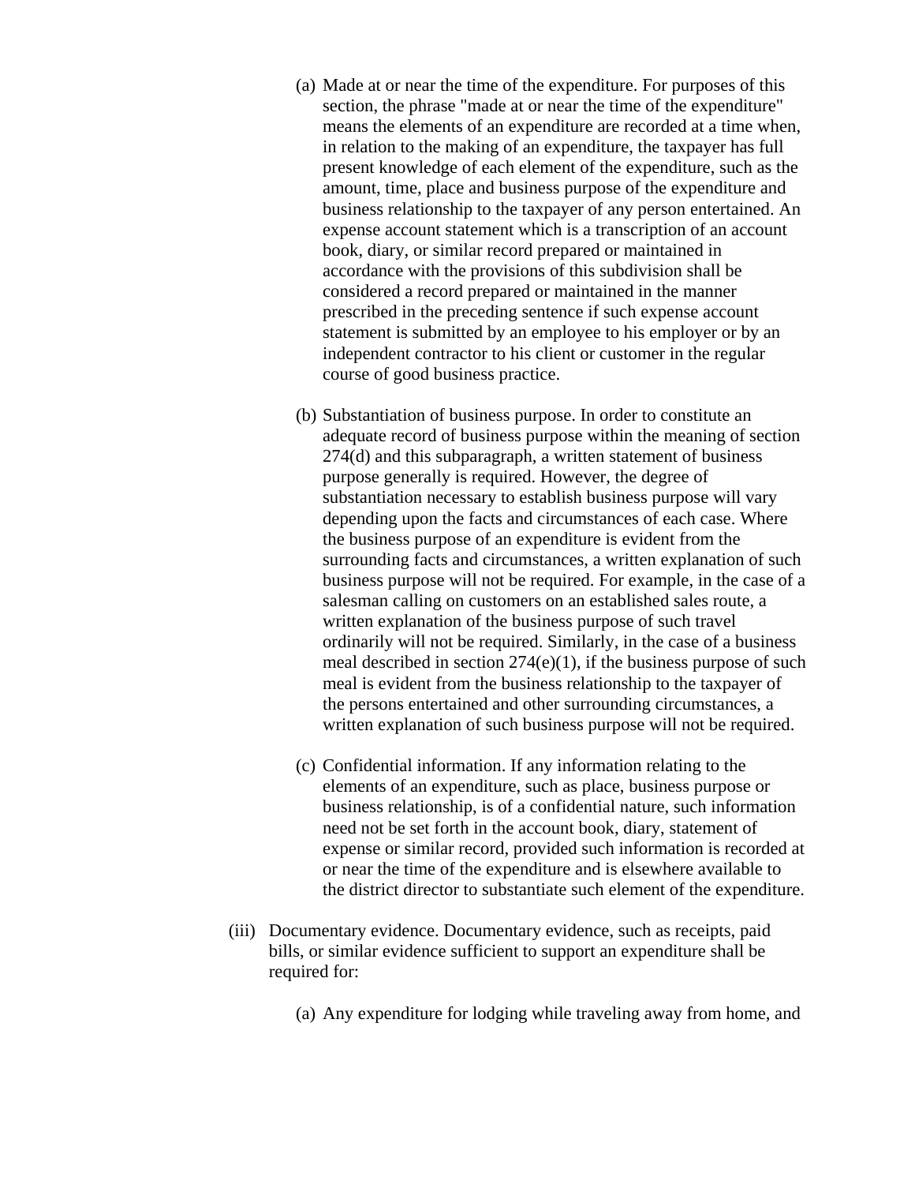(a) Made at or near the time of the expenditure. For purposes of this section, the phrase "made at or near the time of the expenditure" means the elements of an expenditure are recorded at a time when, in relation to the making of an expenditure, the taxpayer has full present knowledge of each element of the expenditure, such as the amount, time, place and business purpose of the expenditure and business relationship to the taxpayer of any person entertained. An expense account statement which is a transcription of an account book, diary, or similar record prepared or maintained in accordance with the provisions of this subdivision shall be considered a record prepared or maintained in the manner prescribed in the preceding sentence if such expense account statement is submitted by an employee to his employer or by an independent contractor to his client or customer in the regular course of good business practice.

(b) Substantiation of business purpose. In order to constitute an adequate record of business purpose within the meaning of section 274(d) and this subparagraph, a written statement of business purpose generally is required. However, the degree of substantiation necessary to establish business purpose will vary depending upon the facts and circumstances of each case. Where the business purpose of an expenditure is evident from the surrounding facts and circumstances, a written explanation of such business purpose will not be required. For example, in the case of a salesman calling on customers on an established sales route, a written explanation of the business purpose of such travel ordinarily will not be required. Similarly, in the case of a business meal described in section 274(e)(1), if the business purpose of such meal is evident from the business relationship to the taxpayer of the persons entertained and other surrounding circumstances, a written explanation of such business purpose will not be required.

(c) Confidential information. If any information relating to the elements of an expenditure, such as place, business purpose or business relationship, is of a confidential nature, such information need not be set forth in the account book, diary, statement of expense or similar record, provided such information is recorded at or near the time of the expenditure and is elsewhere available to the district director to substantiate such element of the expenditure.

(iii) Documentary evidence. Documentary evidence, such as receipts, paid bills, or similar evidence sufficient to support an expenditure shall be required for:

(a) Any expenditure for lodging while traveling away from home, and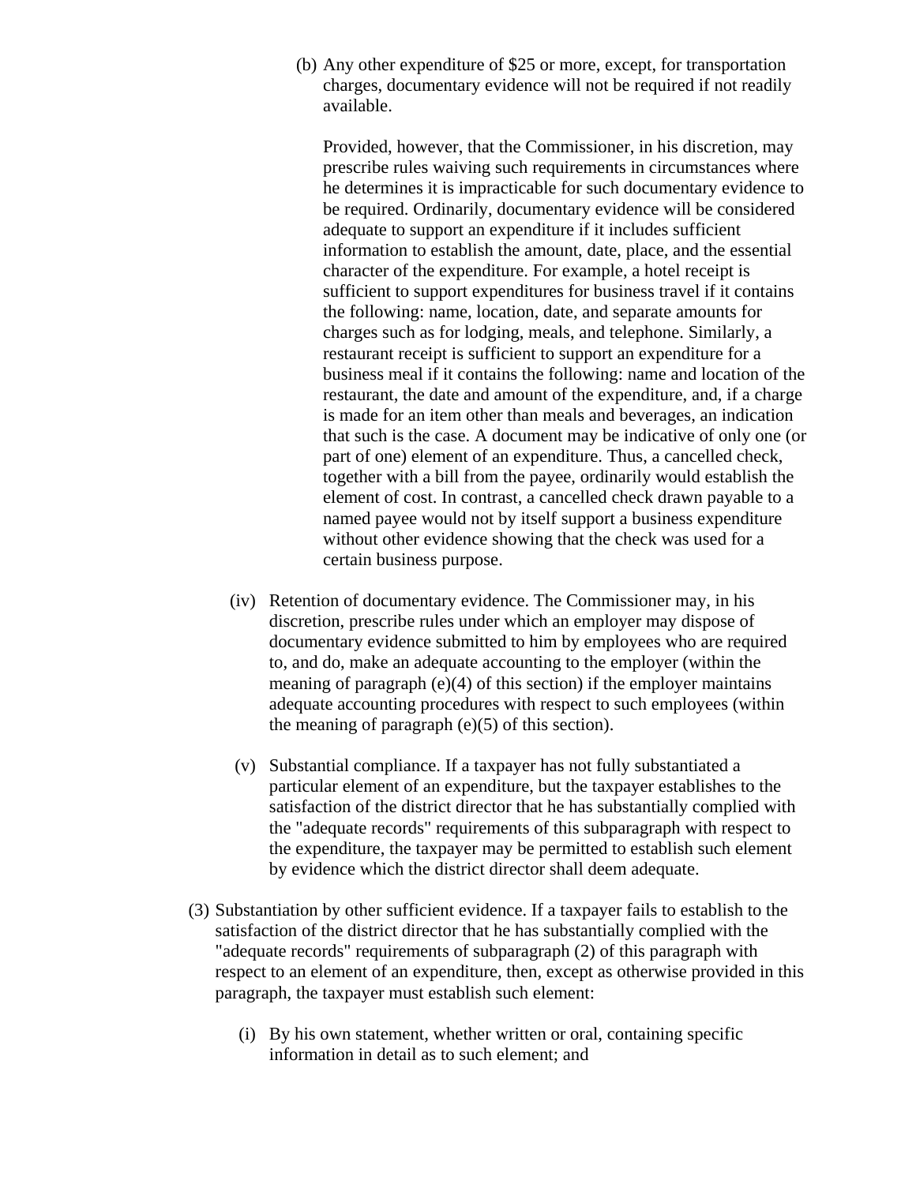(b) Any other expenditure of $25 or more, except, for transportation charges, documentary evidence will not be required if not readily available.

Provided, however, that the Commissioner, in his discretion, may prescribe rules waiving such requirements in circumstances where he determines it is impracticable for such documentary evidence to be required. Ordinarily, documentary evidence will be considered adequate to support an expenditure if it includes sufficient information to establish the amount, date, place, and the essential character of the expenditure. For example, a hotel receipt is sufficient to support expenditures for business travel if it contains the following: name, location, date, and separate amounts for charges such as for lodging, meals, and telephone. Similarly, a restaurant receipt is sufficient to support an expenditure for a business meal if it contains the following: name and location of the restaurant, the date and amount of the expenditure, and, if a charge is made for an item other than meals and beverages, an indication that such is the case. A document may be indicative of only one (or part of one) element of an expenditure. Thus, a cancelled check, together with a bill from the payee, ordinarily would establish the element of cost. In contrast, a cancelled check drawn payable to a named payee would not by itself support a business expenditure without other evidence showing that the check was used for a certain business purpose.

(iv) Retention of documentary evidence. The Commissioner may, in his discretion, prescribe rules under which an employer may dispose of documentary evidence submitted to him by employees who are required to, and do, make an adequate accounting to the employer (within the meaning of paragraph (e)(4) of this section) if the employer maintains adequate accounting procedures with respect to such employees (within the meaning of paragraph (e)(5) of this section).

(v) Substantial compliance. If a taxpayer has not fully substantiated a particular element of an expenditure, but the taxpayer establishes to the satisfaction of the district director that he has substantially complied with the "adequate records" requirements of this subparagraph with respect to the expenditure, the taxpayer may be permitted to establish such element by evidence which the district director shall deem adequate.

(3) Substantiation by other sufficient evidence. If a taxpayer fails to establish to the satisfaction of the district director that he has substantially complied with the "adequate records" requirements of subparagraph (2) of this paragraph with respect to an element of an expenditure, then, except as otherwise provided in this paragraph, the taxpayer must establish such element:

(i) By his own statement, whether written or oral, containing specific information in detail as to such element; and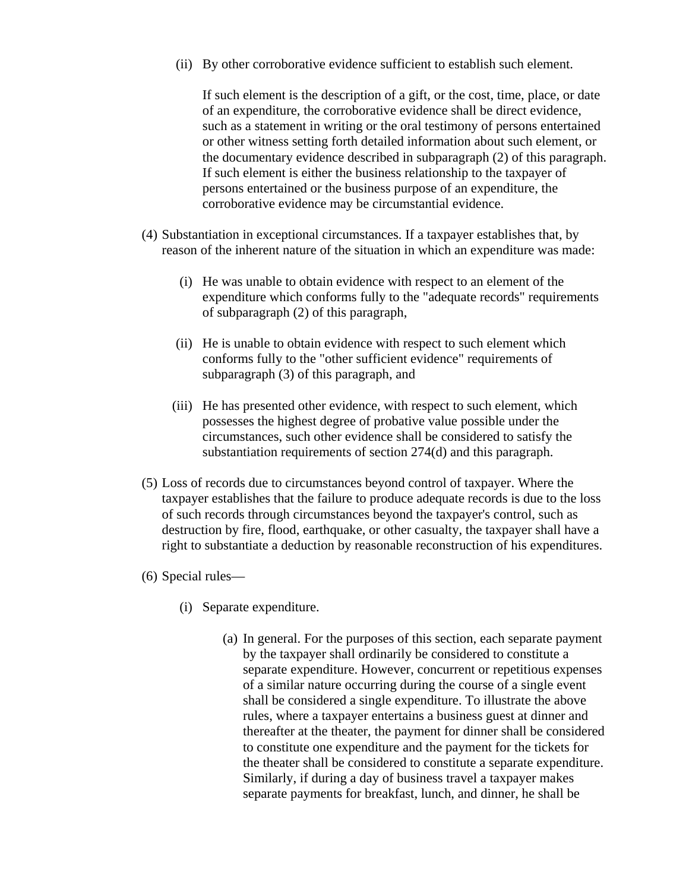(ii) By other corroborative evidence sufficient to establish such element.

If such element is the description of a gift, or the cost, time, place, or date of an expenditure, the corroborative evidence shall be direct evidence, such as a statement in writing or the oral testimony of persons entertained or other witness setting forth detailed information about such element, or the documentary evidence described in subparagraph (2) of this paragraph. If such element is either the business relationship to the taxpayer of persons entertained or the business purpose of an expenditure, the corroborative evidence may be circumstantial evidence.

(4) Substantiation in exceptional circumstances. If a taxpayer establishes that, by reason of the inherent nature of the situation in which an expenditure was made:

(i) He was unable to obtain evidence with respect to an element of the expenditure which conforms fully to the "adequate records" requirements of subparagraph (2) of this paragraph,

(ii) He is unable to obtain evidence with respect to such element which conforms fully to the "other sufficient evidence" requirements of subparagraph (3) of this paragraph, and

(iii) He has presented other evidence, with respect to such element, which possesses the highest degree of probative value possible under the circumstances, such other evidence shall be considered to satisfy the substantiation requirements of section 274(d) and this paragraph.

(5) Loss of records due to circumstances beyond control of taxpayer. Where the taxpayer establishes that the failure to produce adequate records is due to the loss of such records through circumstances beyond the taxpayer's control, such as destruction by fire, flood, earthquake, or other casualty, the taxpayer shall have a right to substantiate a deduction by reasonable reconstruction of his expenditures.

(6) Special rules—

(i) Separate expenditure.

(a) In general. For the purposes of this section, each separate payment by the taxpayer shall ordinarily be considered to constitute a separate expenditure. However, concurrent or repetitious expenses of a similar nature occurring during the course of a single event shall be considered a single expenditure. To illustrate the above rules, where a taxpayer entertains a business guest at dinner and thereafter at the theater, the payment for dinner shall be considered to constitute one expenditure and the payment for the tickets for the theater shall be considered to constitute a separate expenditure. Similarly, if during a day of business travel a taxpayer makes separate payments for breakfast, lunch, and dinner, he shall be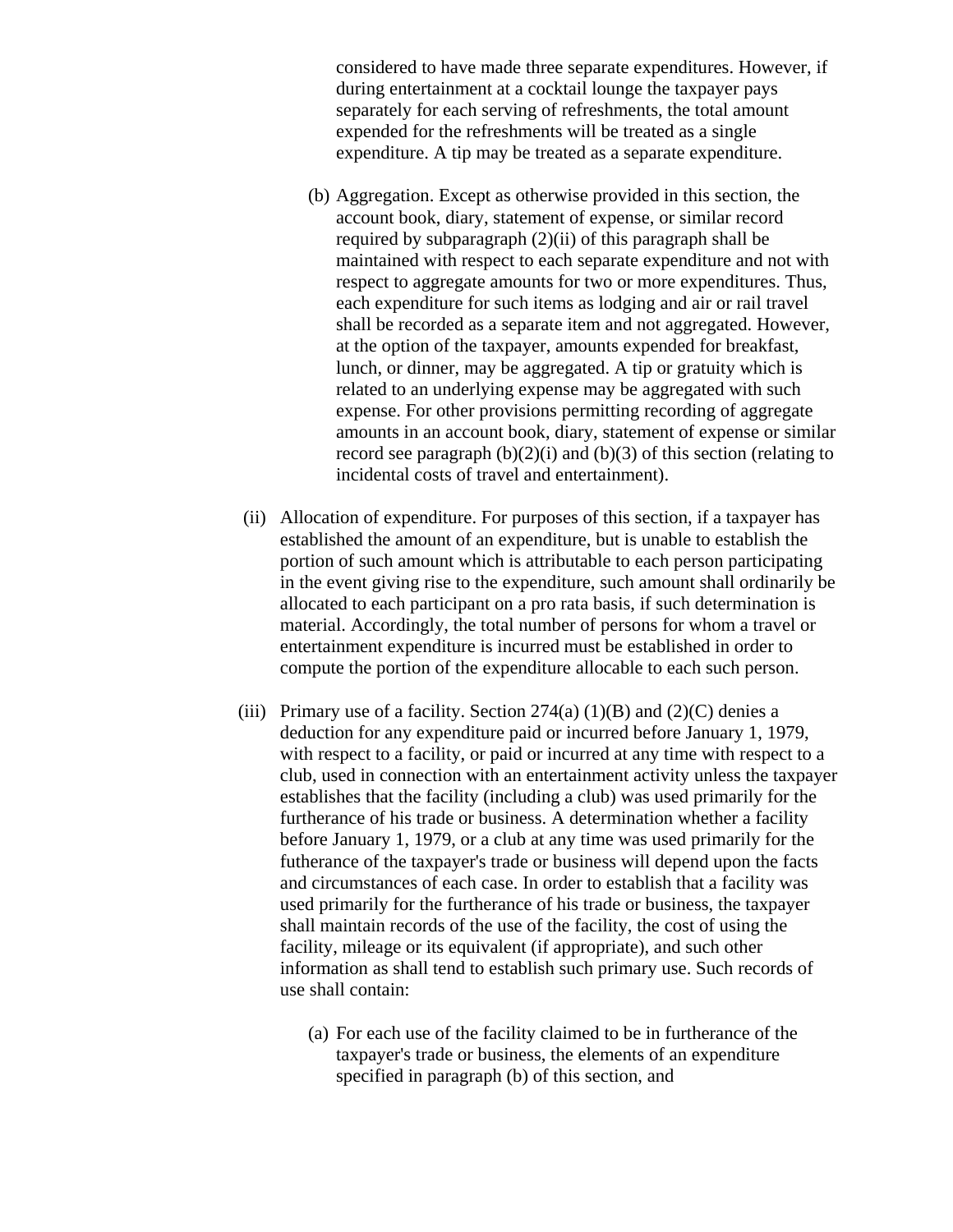considered to have made three separate expenditures. However, if during entertainment at a cocktail lounge the taxpayer pays separately for each serving of refreshments, the total amount expended for the refreshments will be treated as a single expenditure. A tip may be treated as a separate expenditure.

(b) Aggregation. Except as otherwise provided in this section, the account book, diary, statement of expense, or similar record required by subparagraph (2)(ii) of this paragraph shall be maintained with respect to each separate expenditure and not with respect to aggregate amounts for two or more expenditures. Thus, each expenditure for such items as lodging and air or rail travel shall be recorded as a separate item and not aggregated. However, at the option of the taxpayer, amounts expended for breakfast, lunch, or dinner, may be aggregated. A tip or gratuity which is related to an underlying expense may be aggregated with such expense. For other provisions permitting recording of aggregate amounts in an account book, diary, statement of expense or similar record see paragraph (b)(2)(i) and (b)(3) of this section (relating to incidental costs of travel and entertainment).

(ii) Allocation of expenditure. For purposes of this section, if a taxpayer has established the amount of an expenditure, but is unable to establish the portion of such amount which is attributable to each person participating in the event giving rise to the expenditure, such amount shall ordinarily be allocated to each participant on a pro rata basis, if such determination is material. Accordingly, the total number of persons for whom a travel or entertainment expenditure is incurred must be established in order to compute the portion of the expenditure allocable to each such person.

(iii) Primary use of a facility. Section 274(a) (1)(B) and (2)(C) denies a deduction for any expenditure paid or incurred before January 1, 1979, with respect to a facility, or paid or incurred at any time with respect to a club, used in connection with an entertainment activity unless the taxpayer establishes that the facility (including a club) was used primarily for the furtherance of his trade or business. A determination whether a facility before January 1, 1979, or a club at any time was used primarily for the futherance of the taxpayer's trade or business will depend upon the facts and circumstances of each case. In order to establish that a facility was used primarily for the furtherance of his trade or business, the taxpayer shall maintain records of the use of the facility, the cost of using the facility, mileage or its equivalent (if appropriate), and such other information as shall tend to establish such primary use. Such records of use shall contain:

(a) For each use of the facility claimed to be in furtherance of the taxpayer's trade or business, the elements of an expenditure specified in paragraph (b) of this section, and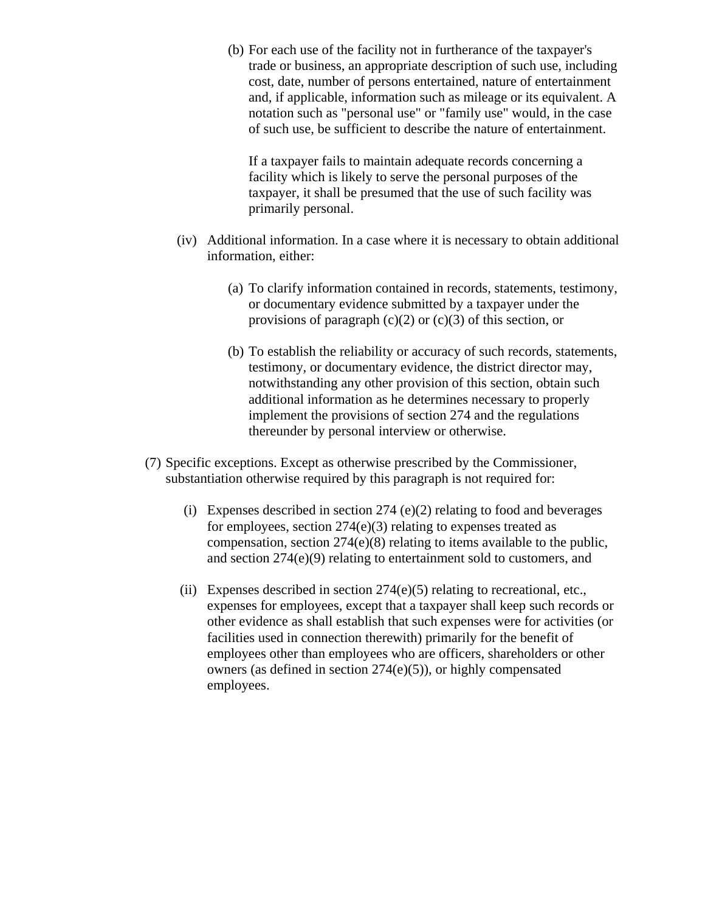(b) For each use of the facility not in furtherance of the taxpayer's trade or business, an appropriate description of such use, including cost, date, number of persons entertained, nature of entertainment and, if applicable, information such as mileage or its equivalent. A notation such as "personal use" or "family use" would, in the case of such use, be sufficient to describe the nature of entertainment.

If a taxpayer fails to maintain adequate records concerning a facility which is likely to serve the personal purposes of the taxpayer, it shall be presumed that the use of such facility was primarily personal.

(iv) Additional information. In a case where it is necessary to obtain additional information, either:

(a) To clarify information contained in records, statements, testimony, or documentary evidence submitted by a taxpayer under the provisions of paragraph (c)(2) or (c)(3) of this section, or

(b) To establish the reliability or accuracy of such records, statements, testimony, or documentary evidence, the district director may, notwithstanding any other provision of this section, obtain such additional information as he determines necessary to properly implement the provisions of section 274 and the regulations thereunder by personal interview or otherwise.

(7) Specific exceptions. Except as otherwise prescribed by the Commissioner, substantiation otherwise required by this paragraph is not required for:

(i) Expenses described in section 274 (e)(2) relating to food and beverages for employees, section 274(e)(3) relating to expenses treated as compensation, section 274(e)(8) relating to items available to the public, and section 274(e)(9) relating to entertainment sold to customers, and

(ii) Expenses described in section 274(e)(5) relating to recreational, etc., expenses for employees, except that a taxpayer shall keep such records or other evidence as shall establish that such expenses were for activities (or facilities used in connection therewith) primarily for the benefit of employees other than employees who are officers, shareholders or other owners (as defined in section 274(e)(5)), or highly compensated employees.